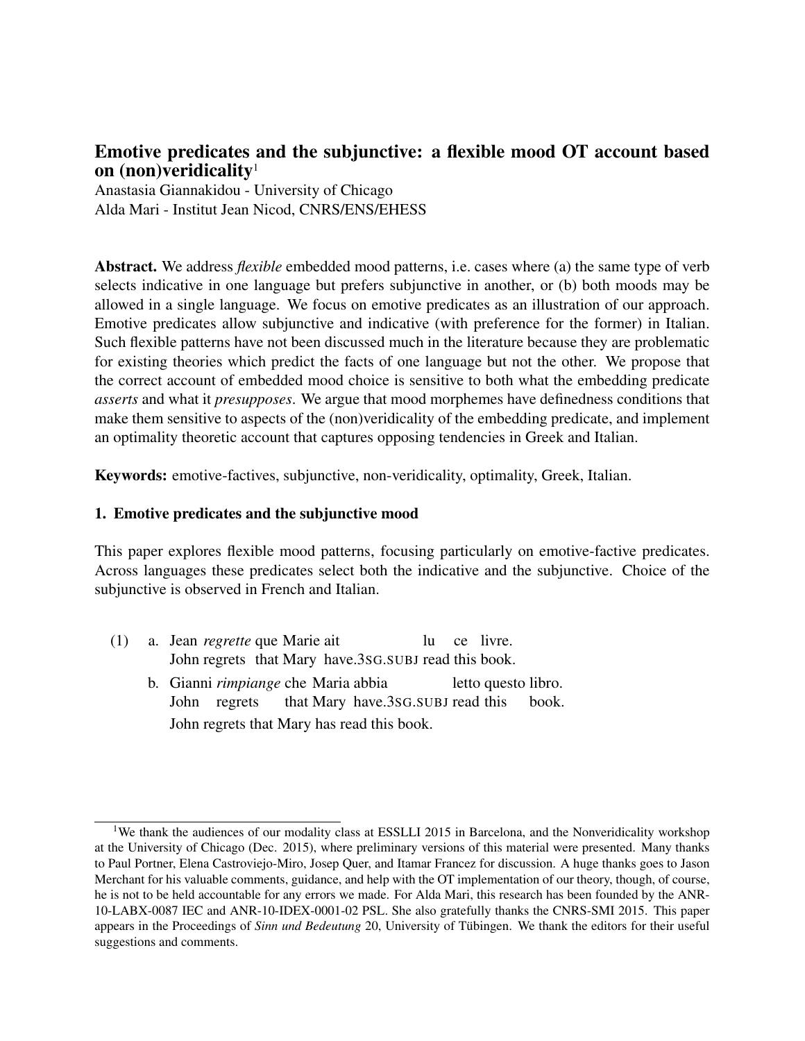# Emotive predicates and the subjunctive: a flexible mood OT account based on (non)veridicality[1]

Anastasia Giannakidou - University of Chicago
Alda Mari - Institut Jean Nicod, CNRS/ENS/EHESS

**Abstract.** We address *flexible* embedded mood patterns, i.e. cases where (a) the same type of verb selects indicative in one language but prefers subjunctive in another, or (b) both moods may be allowed in a single language. We focus on emotive predicates as an illustration of our approach. Emotive predicates allow subjunctive and indicative (with preference for the former) in Italian. Such flexible patterns have not been discussed much in the literature because they are problematic for existing theories which predict the facts of one language but not the other. We propose that the correct account of embedded mood choice is sensitive to both what the embedding predicate *asserts* and what it *presupposes*. We argue that mood morphemes have definedness conditions that make them sensitive to aspects of the (non)veridicality of the embedding predicate, and implement an optimality theoretic account that captures opposing tendencies in Greek and Italian.

**Keywords:** emotive-factives, subjunctive, non-veridicality, optimality, Greek, Italian.

## 1. Emotive predicates and the subjunctive mood

This paper explores flexible mood patterns, focusing particularly on emotive-factive predicates. Across languages these predicates select both the indicative and the subjunctive. Choice of the subjunctive is observed in French and Italian.

(1) a. Jean *regrette* que Marie ait lu ce livre.
John regrets that Mary have.3SG.SUBJ read this book.

b. Gianni *rimpiange* che Maria abbia letto questo libro.
John regrets that Mary have.3SG.SUBJ read this book.
John regrets that Mary has read this book.

---

[1] We thank the audiences of our modality class at ESSLLI 2015 in Barcelona, and the Nonveridicality workshop at the University of Chicago (Dec. 2015), where preliminary versions of this material were presented. Many thanks to Paul Portner, Elena Castroviejo-Miro, Josep Quer, and Itamar Francez for discussion. A huge thanks goes to Jason Merchant for his valuable comments, guidance, and help with the OT implementation of our theory, though, of course, he is not to be held accountable for any errors we made. For Alda Mari, this research has been founded by the ANR-10-LABX-0087 IEC and ANR-10-IDEX-0001-02 PSL. She also gratefully thanks the CNRS-SMI 2015. This paper appears in the Proceedings of *Sinn und Bedeutung* 20, University of Tübingen. We thank the editors for their useful suggestions and comments.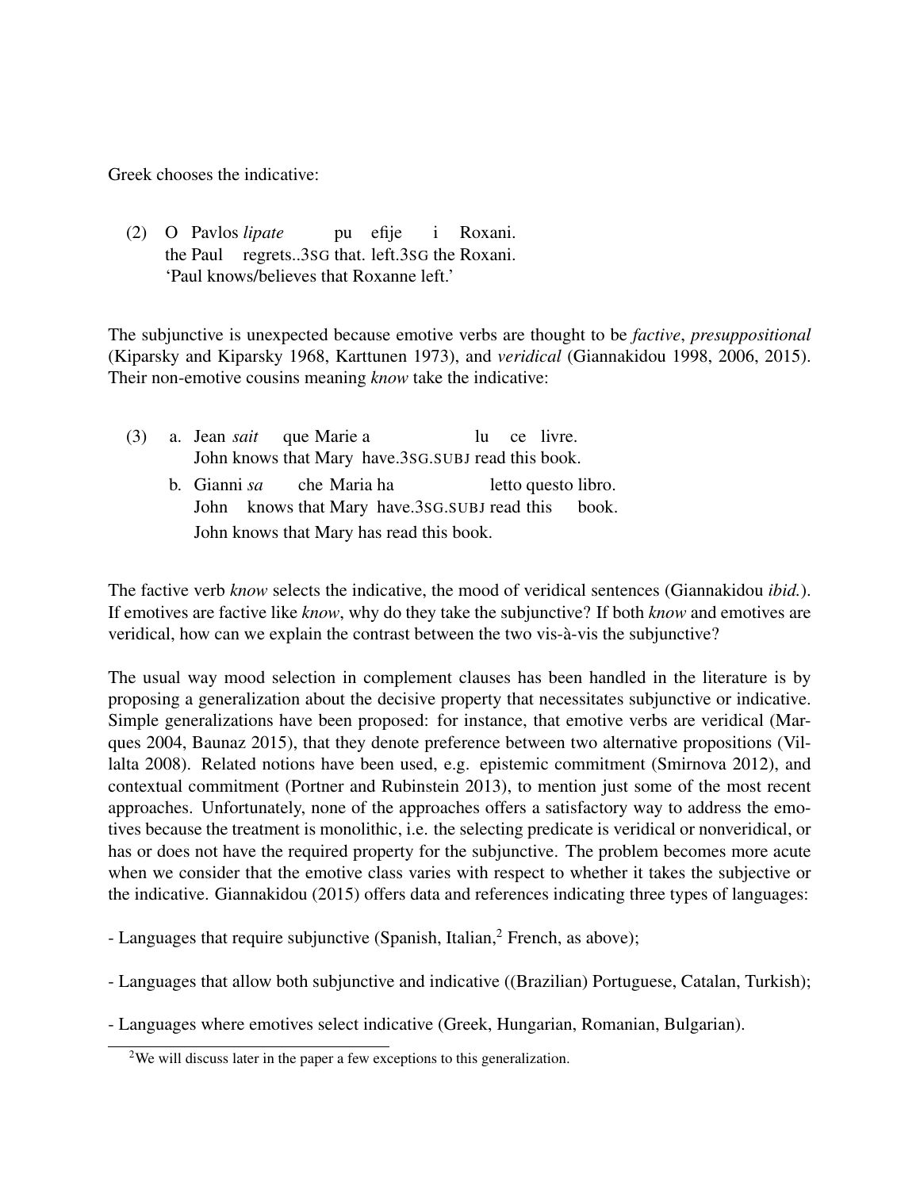Greek chooses the indicative:

(2) O Pavlos *lipate* pu efije i Roxani.
    the Paul regrets..3SG that. left.3SG the Roxani.
    'Paul knows/believes that Roxanne left.'

The subjunctive is unexpected because emotive verbs are thought to be *factive*, *presuppositional* (Kiparsky and Kiparsky 1968, Karttunen 1973), and *veridical* (Giannakidou 1998, 2006, 2015). Their non-emotive cousins meaning *know* take the indicative:

(3) a. Jean *sait* que Marie a lu ce livre.
       John knows that Mary have.3SG.SUBJ read this book.
    b. Gianni *sa* che Maria ha letto questo libro.
       John knows that Mary have.3SG.SUBJ read this book.
       John knows that Mary has read this book.

The factive verb *know* selects the indicative, the mood of veridical sentences (Giannakidou *ibid.*). If emotives are factive like *know*, why do they take the subjunctive? If both *know* and emotives are veridical, how can we explain the contrast between the two vis-à-vis the subjunctive?

The usual way mood selection in complement clauses has been handled in the literature is by proposing a generalization about the decisive property that necessitates subjunctive or indicative. Simple generalizations have been proposed: for instance, that emotive verbs are veridical (Marques 2004, Baunaz 2015), that they denote preference between two alternative propositions (Villalta 2008). Related notions have been used, e.g. epistemic commitment (Smirnova 2012), and contextual commitment (Portner and Rubinstein 2013), to mention just some of the most recent approaches. Unfortunately, none of the approaches offers a satisfactory way to address the emotives because the treatment is monolithic, i.e. the selecting predicate is veridical or nonveridical, or has or does not have the required property for the subjunctive. The problem becomes more acute when we consider that the emotive class varies with respect to whether it takes the subjective or the indicative. Giannakidou (2015) offers data and references indicating three types of languages:

- Languages that require subjunctive (Spanish, Italian,[2] French, as above);

- Languages that allow both subjunctive and indicative ((Brazilian) Portuguese, Catalan, Turkish);

- Languages where emotives select indicative (Greek, Hungarian, Romanian, Bulgarian).

[2]We will discuss later in the paper a few exceptions to this generalization.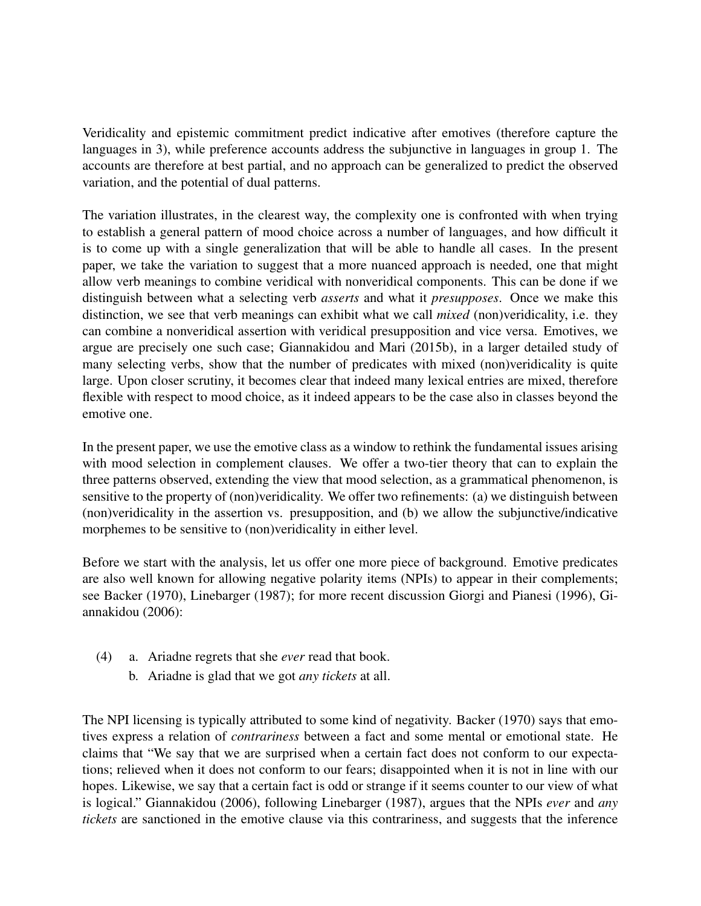Veridicality and epistemic commitment predict indicative after emotives (therefore capture the languages in 3), while preference accounts address the subjunctive in languages in group 1. The accounts are therefore at best partial, and no approach can be generalized to predict the observed variation, and the potential of dual patterns.

The variation illustrates, in the clearest way, the complexity one is confronted with when trying to establish a general pattern of mood choice across a number of languages, and how difficult it is to come up with a single generalization that will be able to handle all cases. In the present paper, we take the variation to suggest that a more nuanced approach is needed, one that might allow verb meanings to combine veridical with nonveridical components. This can be done if we distinguish between what a selecting verb *asserts* and what it *presupposes*. Once we make this distinction, we see that verb meanings can exhibit what we call *mixed* (non)veridicality, i.e. they can combine a nonveridical assertion with veridical presupposition and vice versa. Emotives, we argue are precisely one such case; Giannakidou and Mari (2015b), in a larger detailed study of many selecting verbs, show that the number of predicates with mixed (non)veridicality is quite large. Upon closer scrutiny, it becomes clear that indeed many lexical entries are mixed, therefore flexible with respect to mood choice, as it indeed appears to be the case also in classes beyond the emotive one.

In the present paper, we use the emotive class as a window to rethink the fundamental issues arising with mood selection in complement clauses. We offer a two-tier theory that can to explain the three patterns observed, extending the view that mood selection, as a grammatical phenomenon, is sensitive to the property of (non)veridicality. We offer two refinements: (a) we distinguish between (non)veridicality in the assertion vs. presupposition, and (b) we allow the subjunctive/indicative morphemes to be sensitive to (non)veridicality in either level.

Before we start with the analysis, let us offer one more piece of background. Emotive predicates are also well known for allowing negative polarity items (NPIs) to appear in their complements; see Backer (1970), Linebarger (1987); for more recent discussion Giorgi and Pianesi (1996), Giannakidou (2006):

(4) a. Ariadne regrets that she *ever* read that book.
    b. Ariadne is glad that we got *any tickets* at all.

The NPI licensing is typically attributed to some kind of negativity. Backer (1970) says that emotives express a relation of *contrariness* between a fact and some mental or emotional state. He claims that "We say that we are surprised when a certain fact does not conform to our expectations; relieved when it does not conform to our fears; disappointed when it is not in line with our hopes. Likewise, we say that a certain fact is odd or strange if it seems counter to our view of what is logical." Giannakidou (2006), following Linebarger (1987), argues that the NPIs *ever* and *any tickets* are sanctioned in the emotive clause via this contrariness, and suggests that the inference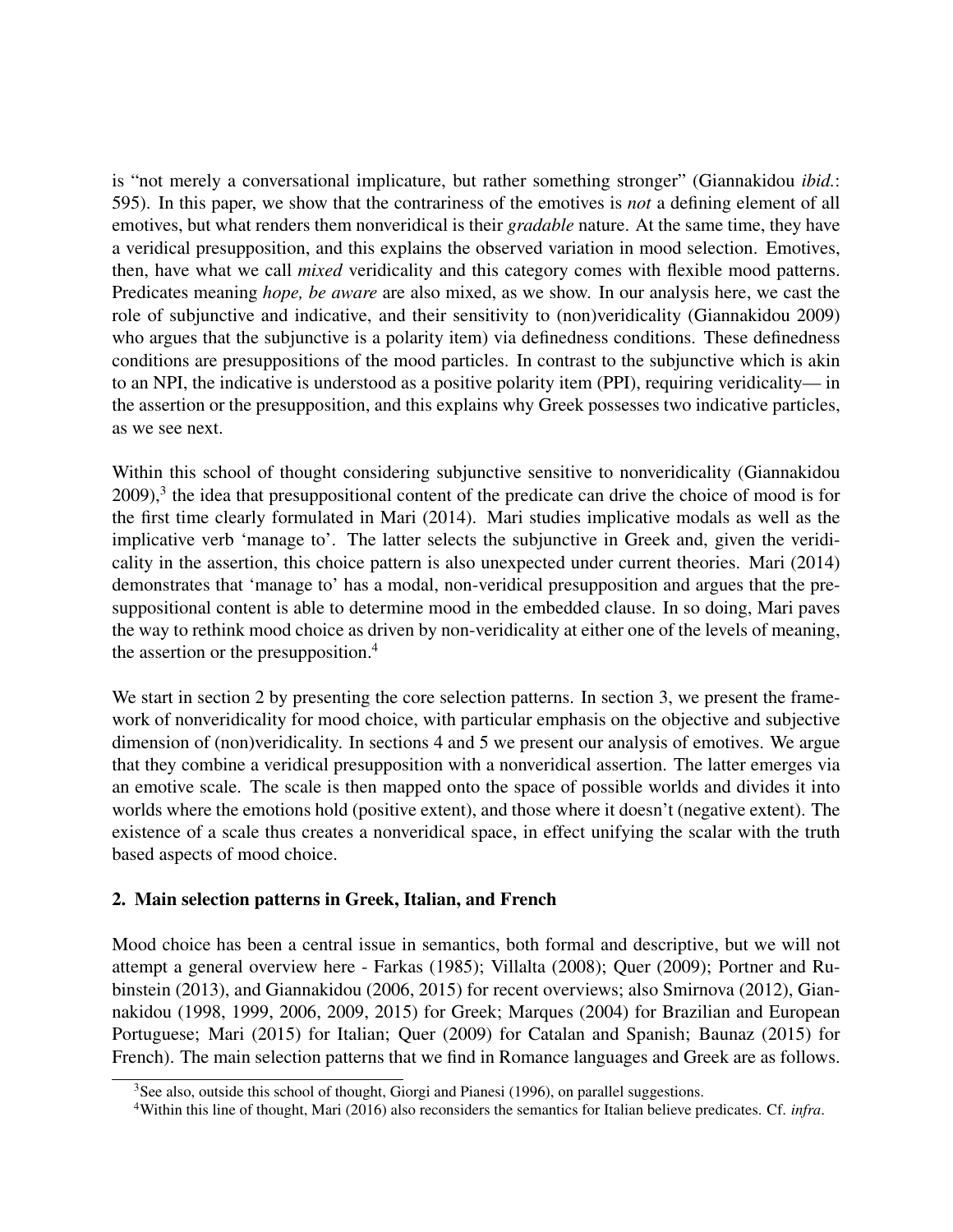is "not merely a conversational implicature, but rather something stronger" (Giannakidou *ibid.*: 595). In this paper, we show that the contrariness of the emotives is *not* a defining element of all emotives, but what renders them nonveridical is their *gradable* nature. At the same time, they have a veridical presupposition, and this explains the observed variation in mood selection. Emotives, then, have what we call *mixed* veridicality and this category comes with flexible mood patterns. Predicates meaning *hope, be aware* are also mixed, as we show. In our analysis here, we cast the role of subjunctive and indicative, and their sensitivity to (non)veridicality (Giannakidou 2009) who argues that the subjunctive is a polarity item) via definedness conditions. These definedness conditions are presuppositions of the mood particles. In contrast to the subjunctive which is akin to an NPI, the indicative is understood as a positive polarity item (PPI), requiring veridicality— in the assertion or the presupposition, and this explains why Greek possesses two indicative particles, as we see next.

Within this school of thought considering subjunctive sensitive to nonveridicality (Giannakidou 2009),[3] the idea that presuppositional content of the predicate can drive the choice of mood is for the first time clearly formulated in Mari (2014). Mari studies implicative modals as well as the implicative verb 'manage to'. The latter selects the subjunctive in Greek and, given the veridicality in the assertion, this choice pattern is also unexpected under current theories. Mari (2014) demonstrates that 'manage to' has a modal, non-veridical presupposition and argues that the presuppositional content is able to determine mood in the embedded clause. In so doing, Mari paves the way to rethink mood choice as driven by non-veridicality at either one of the levels of meaning, the assertion or the presupposition.[4]

We start in section 2 by presenting the core selection patterns. In section 3, we present the framework of nonveridicality for mood choice, with particular emphasis on the objective and subjective dimension of (non)veridicality. In sections 4 and 5 we present our analysis of emotives. We argue that they combine a veridical presupposition with a nonveridical assertion. The latter emerges via an emotive scale. The scale is then mapped onto the space of possible worlds and divides it into worlds where the emotions hold (positive extent), and those where it doesn't (negative extent). The existence of a scale thus creates a nonveridical space, in effect unifying the scalar with the truth based aspects of mood choice.

## 2. Main selection patterns in Greek, Italian, and French

Mood choice has been a central issue in semantics, both formal and descriptive, but we will not attempt a general overview here - Farkas (1985); Villalta (2008); Quer (2009); Portner and Rubinstein (2013), and Giannakidou (2006, 2015) for recent overviews; also Smirnova (2012), Giannakidou (1998, 1999, 2006, 2009, 2015) for Greek; Marques (2004) for Brazilian and European Portuguese; Mari (2015) for Italian; Quer (2009) for Catalan and Spanish; Baunaz (2015) for French). The main selection patterns that we find in Romance languages and Greek are as follows.

[3] See also, outside this school of thought, Giorgi and Pianesi (1996), on parallel suggestions.

[4] Within this line of thought, Mari (2016) also reconsiders the semantics for Italian believe predicates. Cf. *infra*.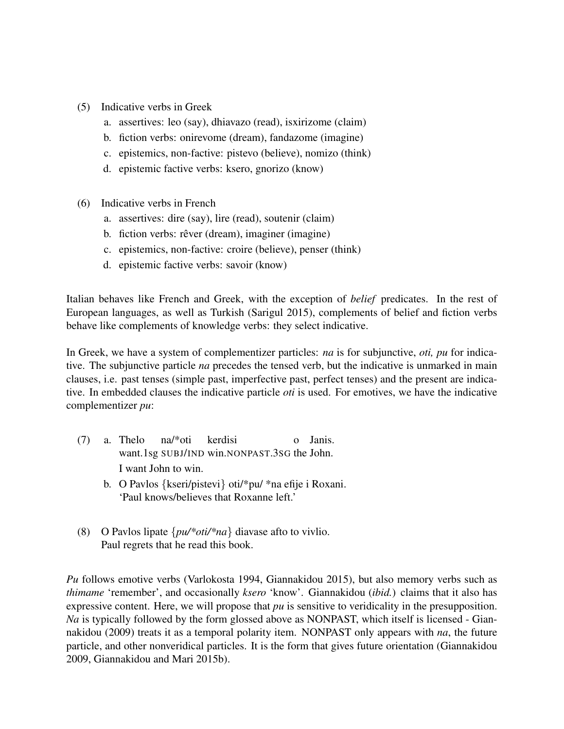(5) Indicative verbs in Greek

a. assertives: leo (say), dhiavazo (read), isxirizome (claim)
b. fiction verbs: onirevome (dream), fandazome (imagine)
c. epistemics, non-factive: pistevo (believe), nomizo (think)
d. epistemic factive verbs: ksero, gnorizo (know)

(6) Indicative verbs in French

a. assertives: dire (say), lire (read), soutenir (claim)
b. fiction verbs: rêver (dream), imaginer (imagine)
c. epistemics, non-factive: croire (believe), penser (think)
d. epistemic factive verbs: savoir (know)

Italian behaves like French and Greek, with the exception of *belief* predicates. In the rest of European languages, as well as Turkish (Sarigul 2015), complements of belief and fiction verbs behave like complements of knowledge verbs: they select indicative.

In Greek, we have a system of complementizer particles: *na* is for subjunctive, *oti, pu* for indicative. The subjunctive particle *na* precedes the tensed verb, but the indicative is unmarked in main clauses, i.e. past tenses (simple past, imperfective past, perfect tenses) and the present are indicative. In embedded clauses the indicative particle *oti* is used. For emotives, we have the indicative complementizer *pu*:

(7) a. Thelo na/*oti kerdisi o Janis.
want.1sg SUBJ/IND win.NONPAST.3SG the John.
I want John to win.

b. O Pavlos {kseri/pistevi} oti/*pu/ *na efije i Roxani.
'Paul knows/believes that Roxanne left.'

(8) O Pavlos lipate {*pu/*oti/*na*} diavase afto to vivlio.
Paul regrets that he read this book.

*Pu* follows emotive verbs (Varlokosta 1994, Giannakidou 2015), but also memory verbs such as *thimame* 'remember', and occasionally *ksero* 'know'. Giannakidou (*ibid.*) claims that it also has expressive content. Here, we will propose that *pu* is sensitive to veridicality in the presupposition. *Na* is typically followed by the form glossed above as NONPAST, which itself is licensed - Giannakidou (2009) treats it as a temporal polarity item. NONPAST only appears with *na*, the future particle, and other nonveridical particles. It is the form that gives future orientation (Giannakidou 2009, Giannakidou and Mari 2015b).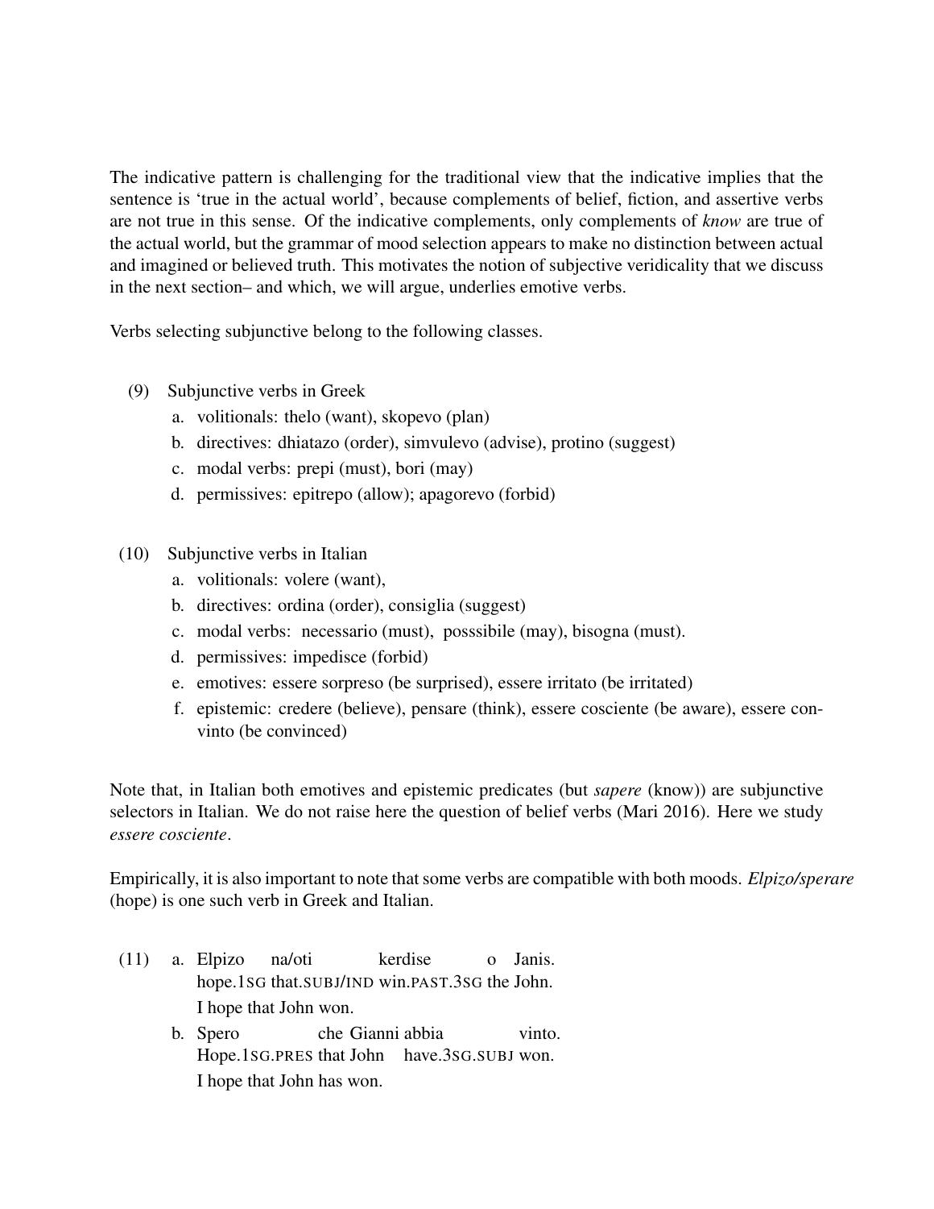The indicative pattern is challenging for the traditional view that the indicative implies that the sentence is 'true in the actual world', because complements of belief, fiction, and assertive verbs are not true in this sense. Of the indicative complements, only complements of *know* are true of the actual world, but the grammar of mood selection appears to make no distinction between actual and imagined or believed truth. This motivates the notion of subjective veridicality that we discuss in the next section– and which, we will argue, underlies emotive verbs.

Verbs selecting subjunctive belong to the following classes.

(9) Subjunctive verbs in Greek
  a. volitionals: thelo (want), skopevo (plan)
  b. directives: dhiatazo (order), simvulevo (advise), protino (suggest)
  c. modal verbs: prepi (must), bori (may)
  d. permissives: epitrepo (allow); apagorevo (forbid)

(10) Subjunctive verbs in Italian
  a. volitionals: volere (want),
  b. directives: ordina (order), consiglia (suggest)
  c. modal verbs: necessario (must), posssibile (may), bisogna (must).
  d. permissives: impedisce (forbid)
  e. emotives: essere sorpreso (be surprised), essere irritato (be irritated)
  f. epistemic: credere (believe), pensare (think), essere cosciente (be aware), essere convinto (be convinced)

Note that, in Italian both emotives and epistemic predicates (but *sapere* (know)) are subjunctive selectors in Italian. We do not raise here the question of belief verbs (Mari 2016). Here we study *essere cosciente*.

Empirically, it is also important to note that some verbs are compatible with both moods. *Elpizo/sperare* (hope) is one such verb in Greek and Italian.

(11) a. Elpizo na/oti kerdise o Janis.
  hope.1SG that.SUBJ/IND win.PAST.3SG the John.
  I hope that John won.

  b. Spero che Gianni abbia vinto.
  Hope.1SG.PRES that John have.3SG.SUBJ won.
  I hope that John has won.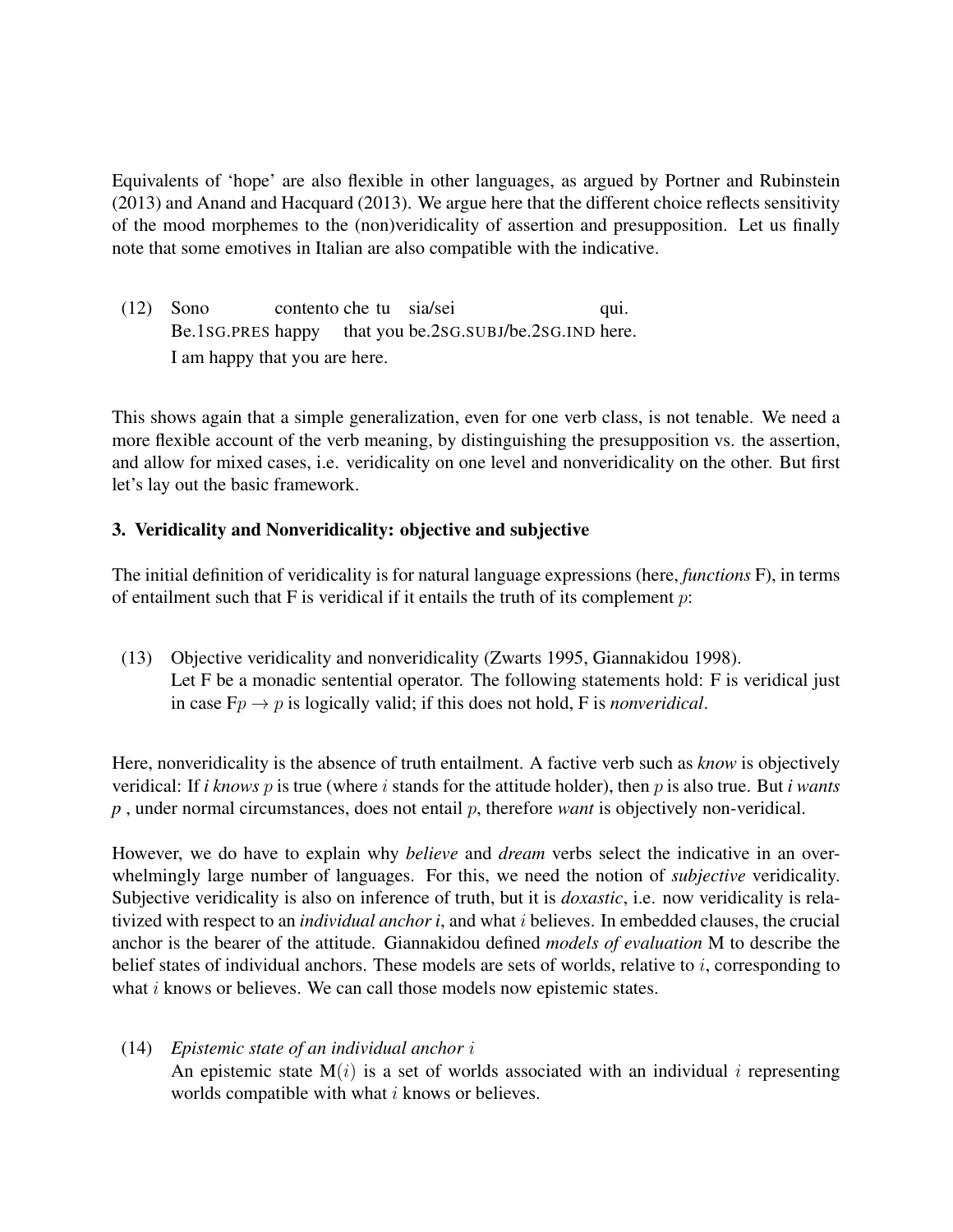Equivalents of 'hope' are also flexible in other languages, as argued by Portner and Rubinstein (2013) and Anand and Hacquard (2013). We argue here that the different choice reflects sensitivity of the mood morphemes to the (non)veridicality of assertion and presupposition. Let us finally note that some emotives in Italian are also compatible with the indicative.

(12) Sono contento che tu sia/sei qui.
Be.1SG.PRES happy that you be.2SG.SUBJ/be.2SG.IND here.
I am happy that you are here.

This shows again that a simple generalization, even for one verb class, is not tenable. We need a more flexible account of the verb meaning, by distinguishing the presupposition vs. the assertion, and allow for mixed cases, i.e. veridicality on one level and nonveridicality on the other. But first let's lay out the basic framework.

### 3. Veridicality and Nonveridicality: objective and subjective

The initial definition of veridicality is for natural language expressions (here, *functions* F), in terms of entailment such that F is veridical if it entails the truth of its complement $p$:

(13) Objective veridicality and nonveridicality (Zwarts 1995, Giannakidou 1998).
Let F be a monadic sentential operator. The following statements hold: F is veridical just in case F$p \rightarrow p$ is logically valid; if this does not hold, F is *nonveridical*.

Here, nonveridicality is the absence of truth entailment. A factive verb such as *know* is objectively veridical: If *i knows* $p$ is true (where $i$ stands for the attitude holder), then $p$ is also true. But *i wants p* , under normal circumstances, does not entail $p$, therefore *want* is objectively non-veridical.

However, we do have to explain why *believe* and *dream* verbs select the indicative in an overwhelmingly large number of languages. For this, we need the notion of *subjective* veridicality. Subjective veridicality is also on inference of truth, but it is *doxastic*, i.e. now veridicality is relativized with respect to an *individual anchor i*, and what $i$ believes. In embedded clauses, the crucial anchor is the bearer of the attitude. Giannakidou defined *models of evaluation* M to describe the belief states of individual anchors. These models are sets of worlds, relative to $i$, corresponding to what $i$ knows or believes. We can call those models now epistemic states.

(14) *Epistemic state of an individual anchor* $i$
An epistemic state M($i$) is a set of worlds associated with an individual $i$ representing worlds compatible with what $i$ knows or believes.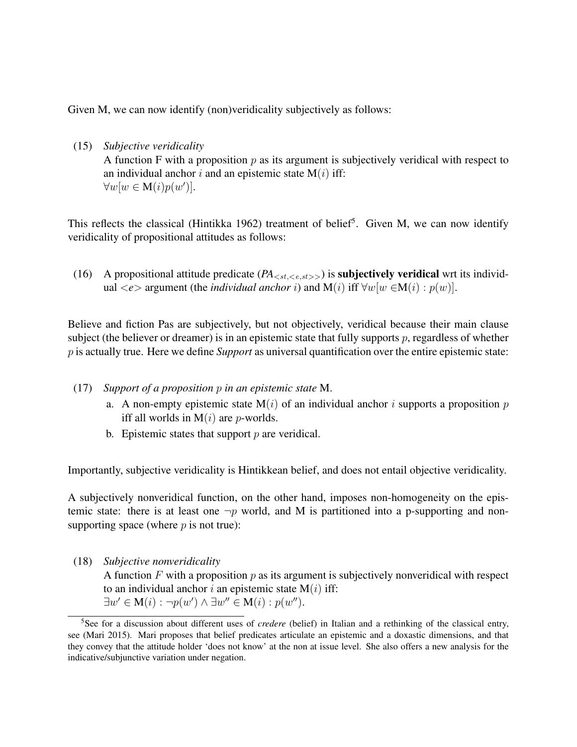Given M, we can now identify (non)veridicality subjectively as follows:

(15) *Subjective veridicality*
A function F with a proposition $p$ as its argument is subjectively veridical with respect to an individual anchor $i$ and an epistemic state $\mathbf{M}(i)$ iff:
$\forall w[w \in \mathbf{M}(i) p(w')]$.

This reflects the classical (Hintikka 1962) treatment of belief[5]. Given M, we can now identify veridicality of propositional attitudes as follows:

(16) A propositional attitude predicate (*PA*$_{<st,<e,st>>}$) is **subjectively veridical** wrt its individual $<e>$ argument (the *individual anchor* $i$) and $\mathbf{M}(i)$ iff $\forall w[w \in \mathbf{M}(i) : p(w)]$.

Believe and fiction Pas are subjectively, but not objectively, veridical because their main clause subject (the believer or dreamer) is in an epistemic state that fully supports $p$, regardless of whether $p$ is actually true. Here we define ***Support*** as universal quantification over the entire epistemic state:

(17) *Support of a proposition* $p$ *in an epistemic state* M.
a. A non-empty epistemic state $\mathbf{M}(i)$ of an individual anchor $i$ supports a proposition $p$ iff all worlds in $\mathbf{M}(i)$ are $p$-worlds.
b. Epistemic states that support $p$ are veridical.

Importantly, subjective veridicality is Hintikkean belief, and does not entail objective veridicality.

A subjectively nonveridical function, on the other hand, imposes non-homogeneity on the epistemic state: there is at least one $\neg p$ world, and M is partitioned into a p-supporting and non-supporting space (where $p$ is not true):

(18) *Subjective nonveridicality*
A function $F$ with a proposition $p$ as its argument is subjectively nonveridical with respect to an individual anchor $i$ an epistemic state $\mathbf{M}(i)$ iff:
$\exists w' \in \mathbf{M}(i) : \neg p(w') \wedge \exists w'' \in \mathbf{M}(i) : p(w'')$.

[5] See for a discussion about different uses of *credere* (belief) in Italian and a rethinking of the classical entry, see (Mari 2015). Mari proposes that belief predicates articulate an epistemic and a doxastic dimensions, and that they convey that the attitude holder 'does not know' at the non at issue level. She also offers a new analysis for the indicative/subjunctive variation under negation.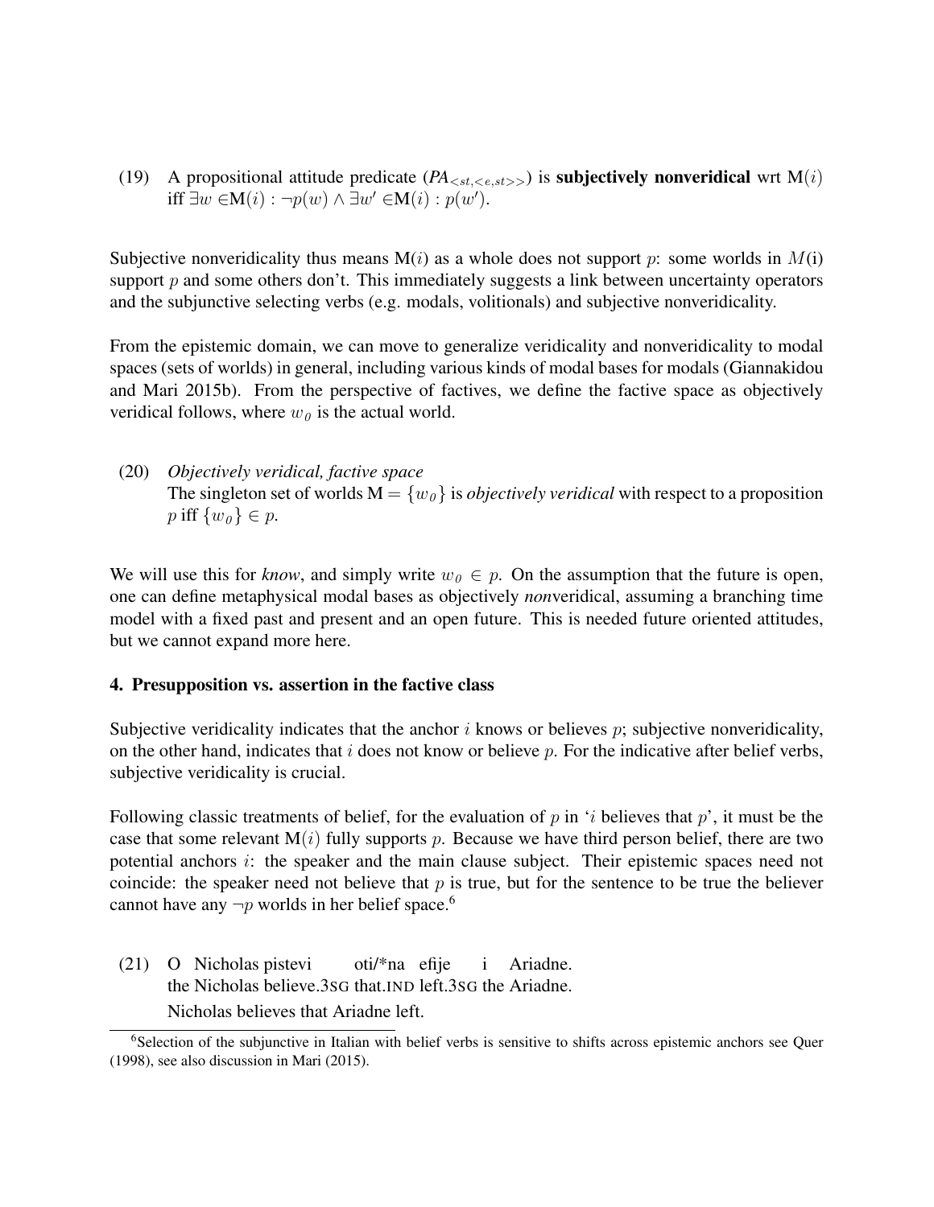(19) A propositional attitude predicate ($PA_{<st,<e,st>>}$) is **subjectively nonveridical** wrt M($i$) iff $\exists w \in$M$(i) : \neg p(w) \wedge \exists w' \in$M$(i) : p(w')$.

Subjective nonveridicality thus means M($i$) as a whole does not support $p$: some worlds in $M$(i) support $p$ and some others don't. This immediately suggests a link between uncertainty operators and the subjunctive selecting verbs (e.g. modals, volitionals) and subjective nonveridicality.

From the epistemic domain, we can move to generalize veridicality and nonveridicality to modal spaces (sets of worlds) in general, including various kinds of modal bases for modals (Giannakidou and Mari 2015b). From the perspective of factives, we define the factive space as objectively veridical follows, where $w_0$ is the actual world.

(20) *Objectively veridical, factive space*
The singleton set of worlds M $= \{w_0\}$ is *objectively veridical* with respect to a proposition $p$ iff $\{w_0\} \in p$.

We will use this for *know*, and simply write $w_0 \in p$. On the assumption that the future is open, one can define metaphysical modal bases as objectively *non*veridical, assuming a branching time model with a fixed past and present and an open future. This is needed future oriented attitudes, but we cannot expand more here.

## 4. Presupposition vs. assertion in the factive class

Subjective veridicality indicates that the anchor $i$ knows or believes $p$; subjective nonveridicality, on the other hand, indicates that $i$ does not know or believe $p$. For the indicative after belief verbs, subjective veridicality is crucial.

Following classic treatments of belief, for the evaluation of $p$ in '$i$ believes that $p$', it must be the case that some relevant M($i$) fully supports $p$. Because we have third person belief, there are two potential anchors $i$: the speaker and the main clause subject. Their epistemic spaces need not coincide: the speaker need not believe that $p$ is true, but for the sentence to be true the believer cannot have any $\neg p$ worlds in her belief space.[6]

(21) O Nicholas pistevi oti/*na efije i Ariadne.
the Nicholas believe.3SG that.IND left.3SG the Ariadne.
Nicholas believes that Ariadne left.

[6]Selection of the subjunctive in Italian with belief verbs is sensitive to shifts across epistemic anchors see Quer (1998), see also discussion in Mari (2015).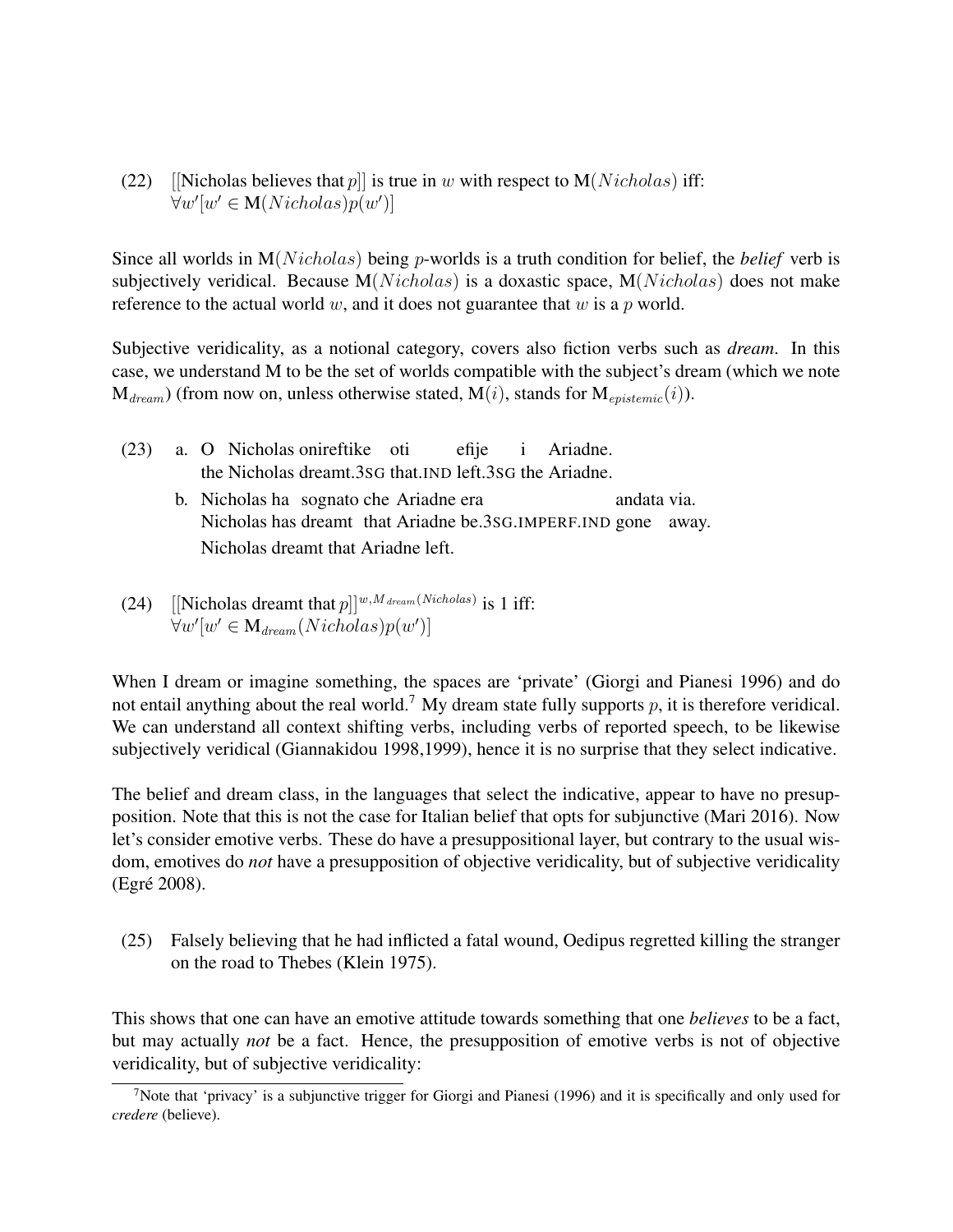(22) [[Nicholas believes that $p$]] is true in $w$ with respect to M($Nicholas$) iff:
$\forall w'[w' \in \mathrm{M}(Nicholas)p(w')]$

Since all worlds in M($Nicholas$) being $p$-worlds is a truth condition for belief, the *belief* verb is subjectively veridical. Because M($Nicholas$) is a doxastic space, M($Nicholas$) does not make reference to the actual world $w$, and it does not guarantee that $w$ is a $p$ world.

Subjective veridicality, as a notional category, covers also fiction verbs such as *dream*. In this case, we understand M to be the set of worlds compatible with the subject's dream (which we note $\mathrm{M}_{dream}$) (from now on, unless otherwise stated, M($i$), stands for $\mathrm{M}_{epistemic}(i)$).

(23) a. O Nicholas onireftike oti efije i Ariadne.
the Nicholas dreamt.3SG that.IND left.3SG the Ariadne.

b. Nicholas ha sognato che Ariadne era andata via.
Nicholas has dreamt that Ariadne be.3SG.IMPERF.IND gone away.
Nicholas dreamt that Ariadne left.

(24) [[Nicholas dreamt that $p$]]$^{w, M_{dream}(Nicholas)}$ is 1 iff:
$\forall w'[w' \in \mathrm{M}_{dream}(Nicholas)p(w')]$

When I dream or imagine something, the spaces are 'private' (Giorgi and Pianesi 1996) and do not entail anything about the real world.[7] My dream state fully supports $p$, it is therefore veridical. We can understand all context shifting verbs, including verbs of reported speech, to be likewise subjectively veridical (Giannakidou 1998,1999), hence it is no surprise that they select indicative.

The belief and dream class, in the languages that select the indicative, appear to have no presupposition. Note that this is not the case for Italian belief that opts for subjunctive (Mari 2016). Now let's consider emotive verbs. These do have a presuppositional layer, but contrary to the usual wisdom, emotives do *not* have a presupposition of objective veridicality, but of subjective veridicality (Egré 2008).

(25) Falsely believing that he had inflicted a fatal wound, Oedipus regretted killing the stranger on the road to Thebes (Klein 1975).

This shows that one can have an emotive attitude towards something that one *believes* to be a fact, but may actually *not* be a fact. Hence, the presupposition of emotive verbs is not of objective veridicality, but of subjective veridicality:

[7] Note that 'privacy' is a subjunctive trigger for Giorgi and Pianesi (1996) and it is specifically and only used for *credere* (believe).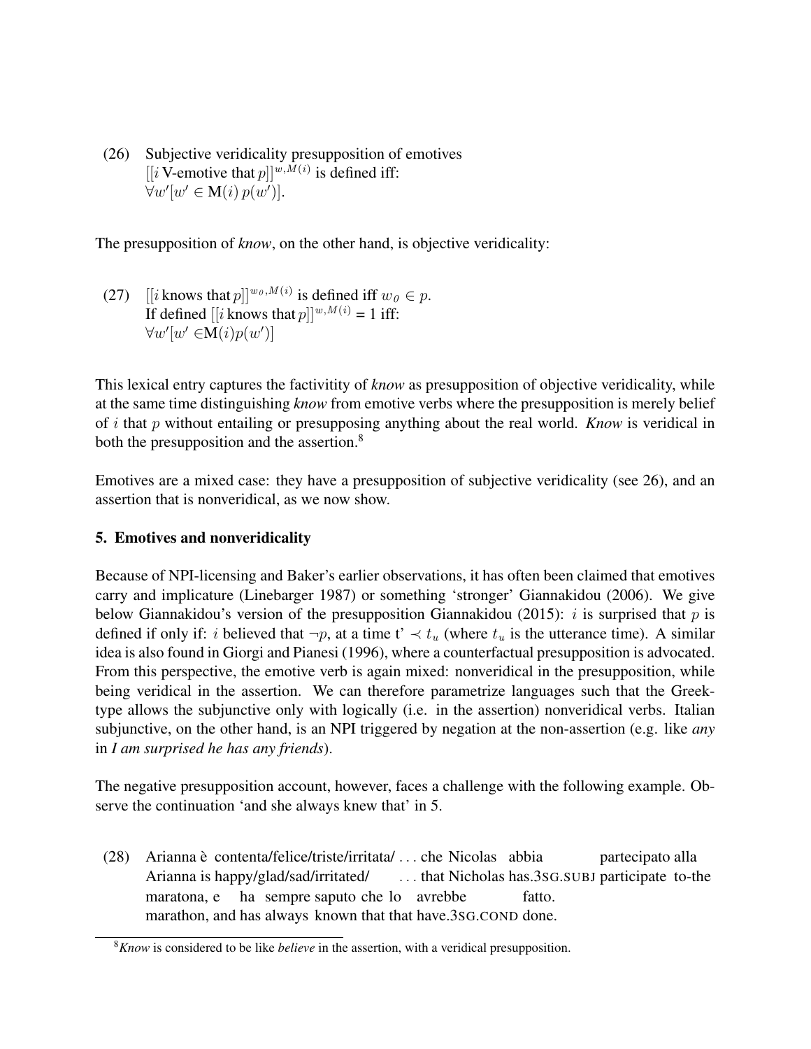(26) Subjective veridicality presupposition of emotives
$[[i \text{ V-emotive that } p]]^{w,M(i)}$ is defined iff:
$\forall w'[w' \in \mathbf{M}(i)\, p(w')]$.

The presupposition of *know*, on the other hand, is objective veridicality:

(27) $[[i \text{ knows that } p]]^{w_0,M(i)}$ is defined iff $w_0 \in p$.
If defined $[[i \text{ knows that } p]]^{w,M(i)} = 1$ iff:
$\forall w'[w' \in \mathbf{M}(i) p(w')]$

This lexical entry captures the factivitity of *know* as presupposition of objective veridicality, while at the same time distinguishing *know* from emotive verbs where the presupposition is merely belief of $i$ that $p$ without entailing or presupposing anything about the real world. *Know* is veridical in both the presupposition and the assertion.[8]

Emotives are a mixed case: they have a presupposition of subjective veridicality (see 26), and an assertion that is nonveridical, as we now show.

### 5. Emotives and nonveridicality

Because of NPI-licensing and Baker's earlier observations, it has often been claimed that emotives carry and implicature (Linebarger 1987) or something 'stronger' Giannakidou (2006). We give below Giannakidou's version of the presupposition Giannakidou (2015): $i$ is surprised that $p$ is defined if only if: $i$ believed that $\neg p$, at a time t' $\prec t_u$ (where $t_u$ is the utterance time). A similar idea is also found in Giorgi and Pianesi (1996), where a counterfactual presupposition is advocated. From this perspective, the emotive verb is again mixed: nonveridical in the presupposition, while being veridical in the assertion. We can therefore parametrize languages such that the Greek-type allows the subjunctive only with logically (i.e. in the assertion) nonveridical verbs. Italian subjunctive, on the other hand, is an NPI triggered by negation at the non-assertion (e.g. like *any* in *I am surprised he has any friends*).

The negative presupposition account, however, faces a challenge with the following example. Observe the continuation 'and she always knew that' in 5.

(28) Arianna è contenta/felice/triste/irritata/ ... che Nicolas abbia partecipato alla maratona, e ha sempre saputo che lo avrebbe fatto.
Arianna is happy/glad/sad/irritated/ ... that Nicholas has.3SG.SUBJ participate to-the marathon, and has always known that that have.3SG.COND done.

[8] *Know* is considered to be like *believe* in the assertion, with a veridical presupposition.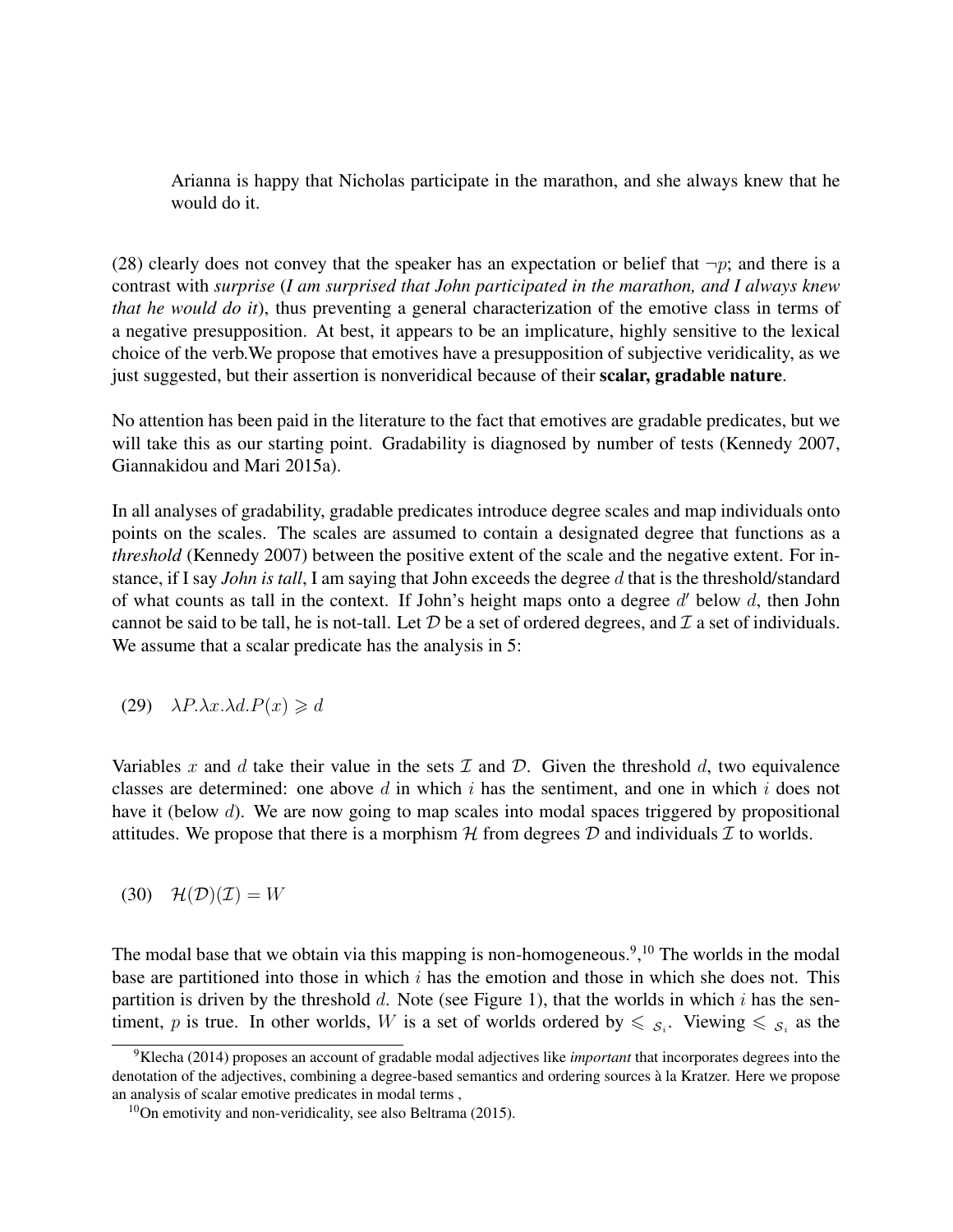Arianna is happy that Nicholas participate in the marathon, and she always knew that he would do it.

(28) clearly does not convey that the speaker has an expectation or belief that $\neg p$; and there is a contrast with *surprise* (*I am surprised that John participated in the marathon, and I always knew that he would do it*), thus preventing a general characterization of the emotive class in terms of a negative presupposition. At best, it appears to be an implicature, highly sensitive to the lexical choice of the verb.We propose that emotives have a presupposition of subjective veridicality, as we just suggested, but their assertion is nonveridical because of their **scalar, gradable nature**.

No attention has been paid in the literature to the fact that emotives are gradable predicates, but we will take this as our starting point. Gradability is diagnosed by number of tests (Kennedy 2007, Giannakidou and Mari 2015a).

In all analyses of gradability, gradable predicates introduce degree scales and map individuals onto points on the scales. The scales are assumed to contain a designated degree that functions as a *threshold* (Kennedy 2007) between the positive extent of the scale and the negative extent. For instance, if I say *John is tall*, I am saying that John exceeds the degree $d$ that is the threshold/standard of what counts as tall in the context. If John's height maps onto a degree $d'$ below $d$, then John cannot be said to be tall, he is not-tall. Let $\mathcal{D}$ be a set of ordered degrees, and $\mathcal{I}$ a set of individuals. We assume that a scalar predicate has the analysis in 5:

(29) $\lambda P.\lambda x.\lambda d.P(x) \geqslant d$

Variables $x$ and $d$ take their value in the sets $\mathcal{I}$ and $\mathcal{D}$. Given the threshold $d$, two equivalence classes are determined: one above $d$ in which $i$ has the sentiment, and one in which $i$ does not have it (below $d$). We are now going to map scales into modal spaces triggered by propositional attitudes. We propose that there is a morphism $\mathcal{H}$ from degrees $\mathcal{D}$ and individuals $\mathcal{I}$ to worlds.

(30) $\mathcal{H}(\mathcal{D})(\mathcal{I}) = W$

The modal base that we obtain via this mapping is non-homogeneous.[9],[10] The worlds in the modal base are partitioned into those in which $i$ has the emotion and those in which she does not. This partition is driven by the threshold $d$. Note (see Figure 1), that the worlds in which $i$ has the sentiment, $p$ is true. In other worlds, $W$ is a set of worlds ordered by $\leqslant_{\mathcal{S}_i}$. Viewing $\leqslant_{\mathcal{S}_i}$ as the

[9] Klecha (2014) proposes an account of gradable modal adjectives like *important* that incorporates degrees into the denotation of the adjectives, combining a degree-based semantics and ordering sources à la Kratzer. Here we propose an analysis of scalar emotive predicates in modal terms ,

[10] On emotivity and non-veridicality, see also Beltrama (2015).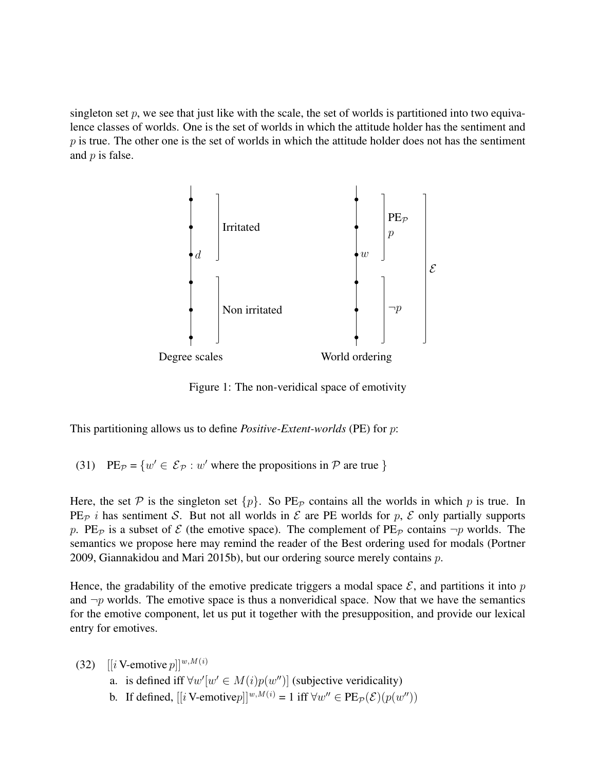singleton set $p$, we see that just like with the scale, the set of worlds is partitioned into two equivalence classes of worlds. One is the set of worlds in which the attitude holder has the sentiment and $p$ is true. The other one is the set of worlds in which the attitude holder does not has the sentiment and $p$ is false.

Figure 1: The non-veridical space of emotivity

This partitioning allows us to define *Positive-Extent-worlds* (PE) for $p$:

(31) $\text{PE}_{\mathcal{P}} = \{w' \in \mathcal{E}_{\mathcal{P}} : w'$ where the propositions in $\mathcal{P}$ are true $\}$

Here, the set $\mathcal{P}$ is the singleton set $\{p\}$. So $\text{PE}_{\mathcal{P}}$ contains all the worlds in which $p$ is true. In $\text{PE}_{\mathcal{P}}$ $i$ has sentiment $\mathcal{S}$. But not all worlds in $\mathcal{E}$ are PE worlds for $p$, $\mathcal{E}$ only partially supports $p$. $\text{PE}_{\mathcal{P}}$ is a subset of $\mathcal{E}$ (the emotive space). The complement of $\text{PE}_{\mathcal{P}}$ contains $\neg p$ worlds. The semantics we propose here may remind the reader of the Best ordering used for modals (Portner 2009, Giannakidou and Mari 2015b), but our ordering source merely contains $p$.

Hence, the gradability of the emotive predicate triggers a modal space $\mathcal{E}$, and partitions it into $p$ and $\neg p$ worlds. The emotive space is thus a nonveridical space. Now that we have the semantics for the emotive component, let us put it together with the presupposition, and provide our lexical entry for emotives.

(32) $[[i \text{ V-emotive } p]]^{w,M(i)}$

a. is defined iff $\forall w'[w' \in M(i)p(w'')]$ (subjective veridicality)

b. If defined, $[[i \text{ V-emotive} p]]^{w,M(i)} = 1$ iff $\forall w'' \in \text{PE}_{\mathcal{P}}(\mathcal{E})(p(w''))$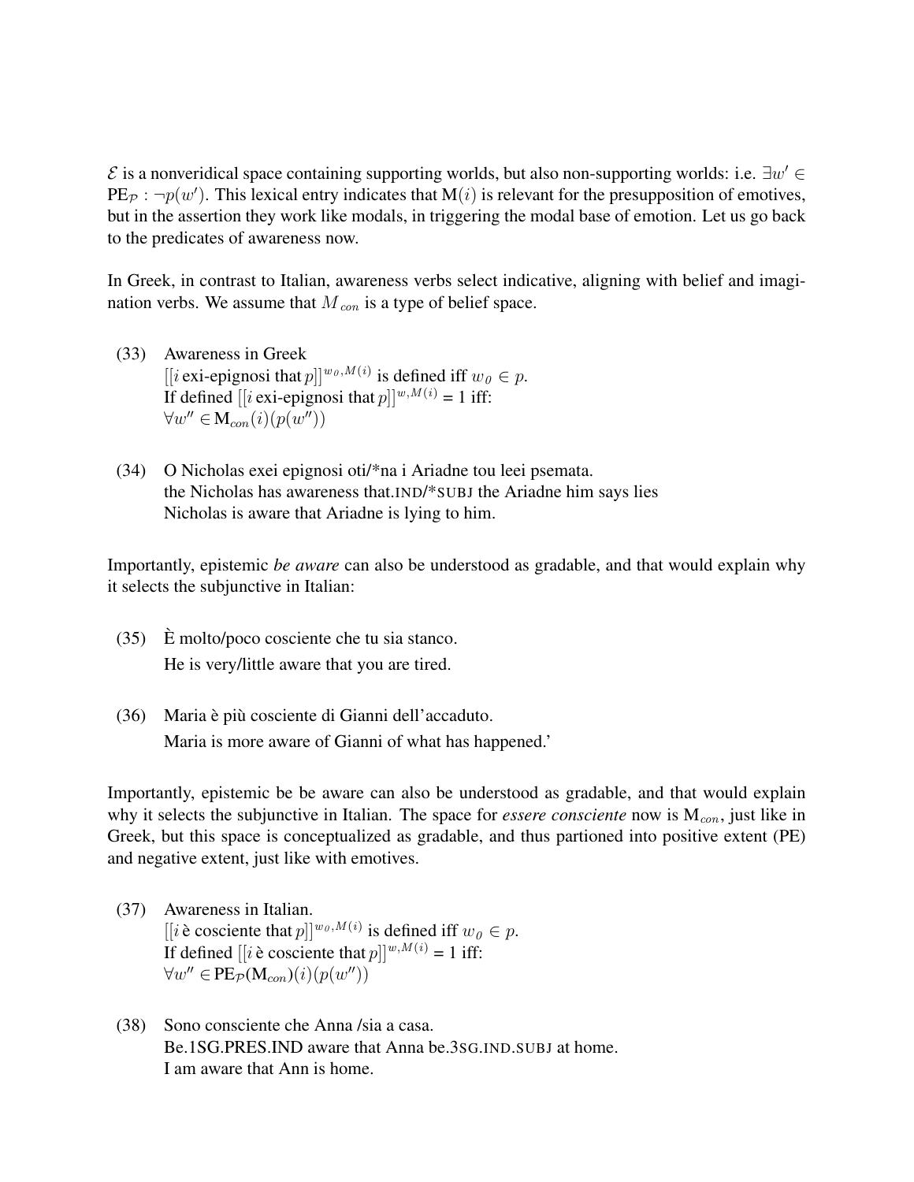$\mathcal{E}$ is a nonveridical space containing supporting worlds, but also non-supporting worlds: i.e. $\exists w' \in \text{PE}_{\mathcal{P}} : \neg p(w')$. This lexical entry indicates that $\text{M}(i)$ is relevant for the presupposition of emotives, but in the assertion they work like modals, in triggering the modal base of emotion. Let us go back to the predicates of awareness now.

In Greek, in contrast to Italian, awareness verbs select indicative, aligning with belief and imagination verbs. We assume that $M_{con}$ is a type of belief space.

(33) Awareness in Greek
$[[i \text{ exi-epignosi that } p]]^{w_0, M(i)}$ is defined iff $w_0 \in p$.
If defined $[[i \text{ exi-epignosi that } p]]^{w, M(i)} = 1$ iff:
$\forall w'' \in \text{M}_{con}(i)(p(w''))$

(34) O Nicholas exei epignosi oti/*na i Ariadne tou leei psemata.
the Nicholas has awareness that.IND/*SUBJ the Ariadne him says lies
Nicholas is aware that Ariadne is lying to him.

Importantly, epistemic *be aware* can also be understood as gradable, and that would explain why it selects the subjunctive in Italian:

(35) È molto/poco cosciente che tu sia stanco.
He is very/little aware that you are tired.

(36) Maria è più cosciente di Gianni dell'accaduto.
Maria is more aware of Gianni of what has happened.'

Importantly, epistemic be be aware can also be understood as gradable, and that would explain why it selects the subjunctive in Italian. The space for *essere consciente* now is $\text{M}_{con}$, just like in Greek, but this space is conceptualized as gradable, and thus partioned into positive extent (PE) and negative extent, just like with emotives.

(37) Awareness in Italian.
$[[i \text{ è cosciente that } p]]^{w_0, M(i)}$ is defined iff $w_0 \in p$.
If defined $[[i \text{ è cosciente that } p]]^{w, M(i)} = 1$ iff:
$\forall w'' \in \text{PE}_{\mathcal{P}}(\text{M}_{con})(i)(p(w''))$

(38) Sono consciente che Anna /sia a casa.
Be.1SG.PRES.IND aware that Anna be.3SG.IND.SUBJ at home.
I am aware that Ann is home.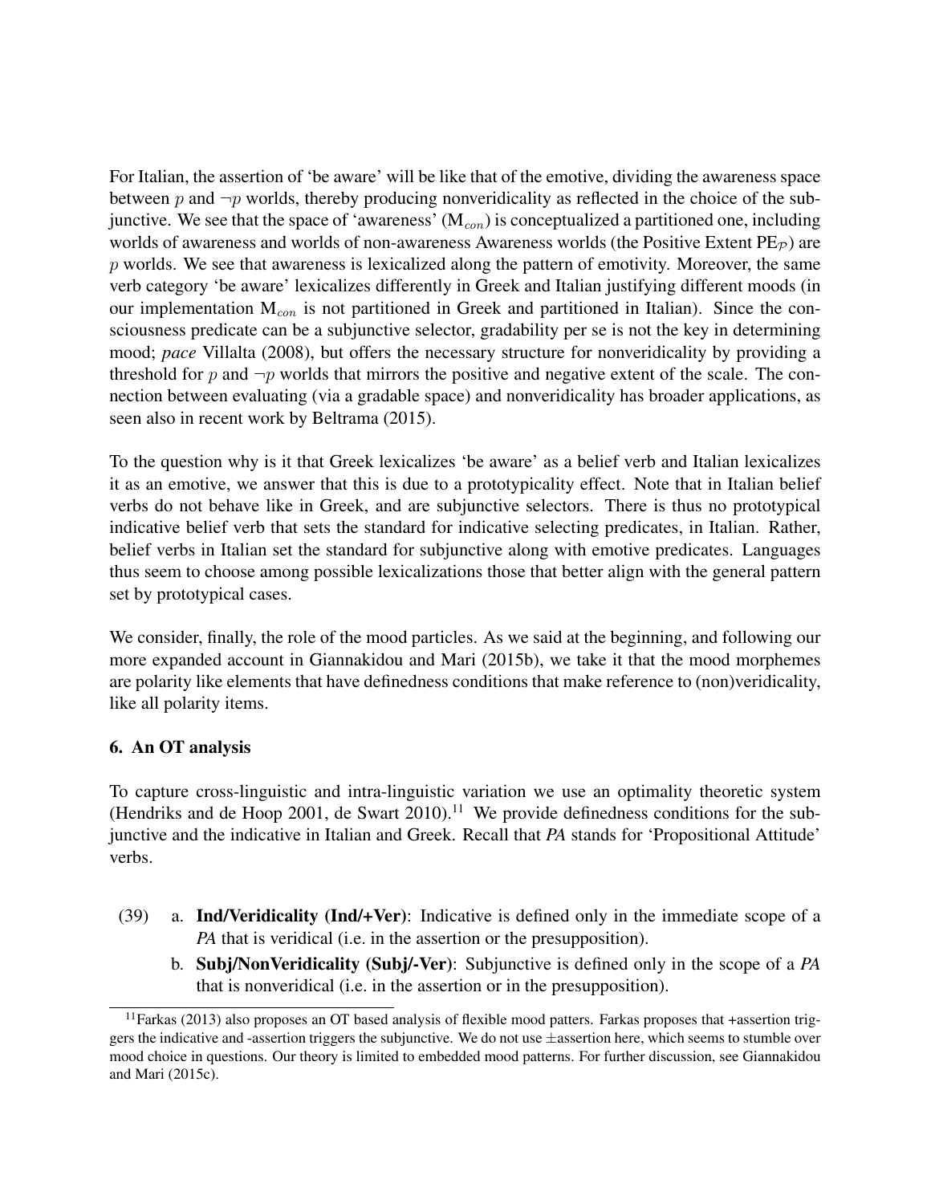For Italian, the assertion of 'be aware' will be like that of the emotive, dividing the awareness space between $p$ and $\neg p$ worlds, thereby producing nonveridicality as reflected in the choice of the subjunctive. We see that the space of 'awareness' ($M_{con}$) is conceptualized a partitioned one, including worlds of awareness and worlds of non-awareness Awareness worlds (the Positive Extent $PE_{\mathcal{P}}$) are $p$ worlds. We see that awareness is lexicalized along the pattern of emotivity. Moreover, the same verb category 'be aware' lexicalizes differently in Greek and Italian justifying different moods (in our implementation $M_{con}$ is not partitioned in Greek and partitioned in Italian). Since the consciousness predicate can be a subjunctive selector, gradability per se is not the key in determining mood; *pace* Villalta (2008), but offers the necessary structure for nonveridicality by providing a threshold for $p$ and $\neg p$ worlds that mirrors the positive and negative extent of the scale. The connection between evaluating (via a gradable space) and nonveridicality has broader applications, as seen also in recent work by Beltrama (2015).

To the question why is it that Greek lexicalizes 'be aware' as a belief verb and Italian lexicalizes it as an emotive, we answer that this is due to a prototypicality effect. Note that in Italian belief verbs do not behave like in Greek, and are subjunctive selectors. There is thus no prototypical indicative belief verb that sets the standard for indicative selecting predicates, in Italian. Rather, belief verbs in Italian set the standard for subjunctive along with emotive predicates. Languages thus seem to choose among possible lexicalizations those that better align with the general pattern set by prototypical cases.

We consider, finally, the role of the mood particles. As we said at the beginning, and following our more expanded account in Giannakidou and Mari (2015b), we take it that the mood morphemes are polarity like elements that have definedness conditions that make reference to (non)veridicality, like all polarity items.

## 6. An OT analysis

To capture cross-linguistic and intra-linguistic variation we use an optimality theoretic system (Hendriks and de Hoop 2001, de Swart 2010).[11] We provide definedness conditions for the subjunctive and the indicative in Italian and Greek. Recall that *PA* stands for 'Propositional Attitude' verbs.

(39) a. **Ind/Veridicality (Ind/+Ver)**: Indicative is defined only in the immediate scope of a *PA* that is veridical (i.e. in the assertion or the presupposition).

b. **Subj/NonVeridicality (Subj/-Ver)**: Subjunctive is defined only in the scope of a *PA* that is nonveridical (i.e. in the assertion or in the presupposition).

[11] Farkas (2013) also proposes an OT based analysis of flexible mood patters. Farkas proposes that +assertion triggers the indicative and -assertion triggers the subjunctive. We do not use $\pm$assertion here, which seems to stumble over mood choice in questions. Our theory is limited to embedded mood patterns. For further discussion, see Giannakidou and Mari (2015c).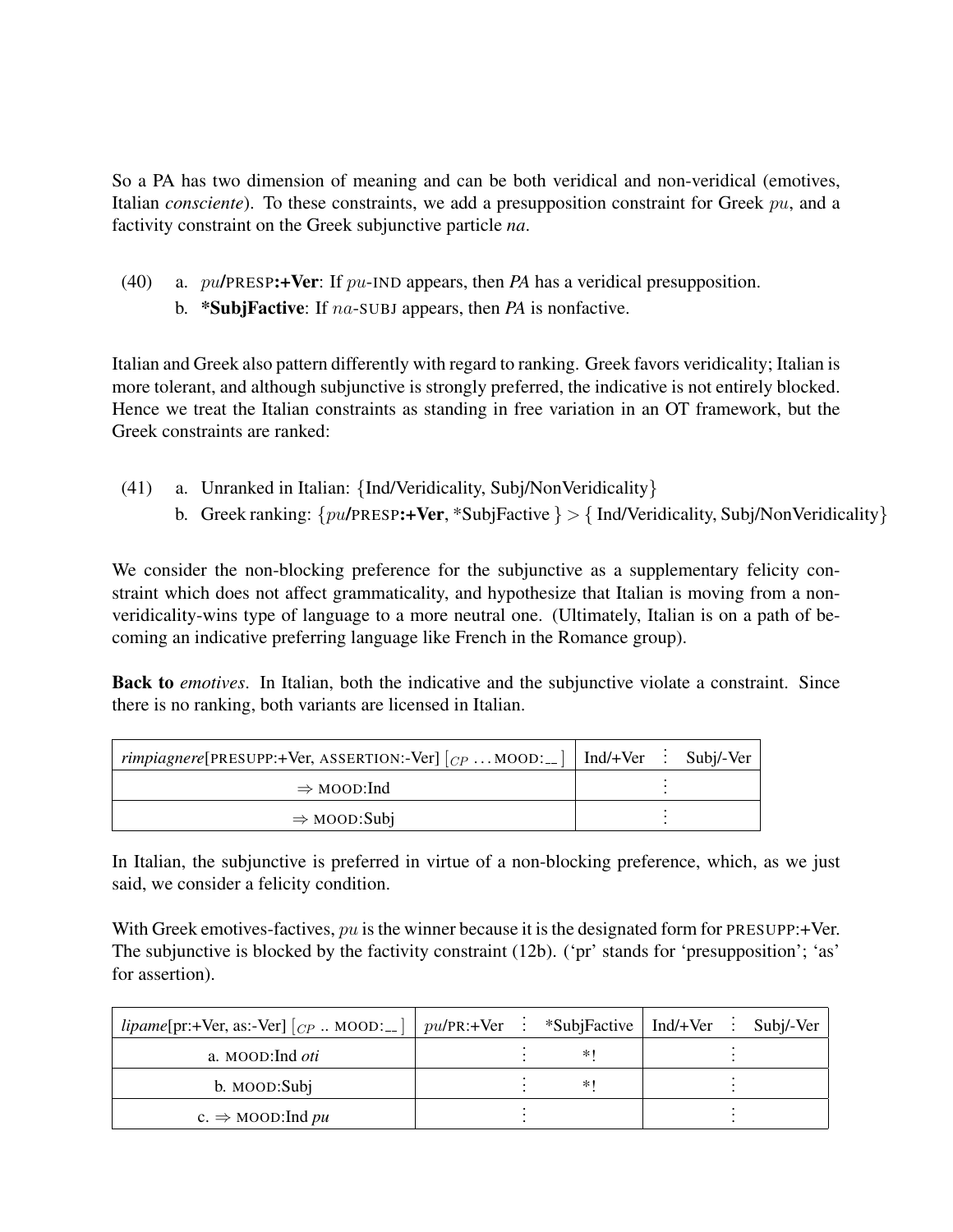So a PA has two dimension of meaning and can be both veridical and non-veridical (emotives, Italian *consciente*). To these constraints, we add a presupposition constraint for Greek $pu$, and a factivity constraint on the Greek subjunctive particle *na*.

(40) a. $pu$**/PRESP:+Ver**: If $pu$-IND appears, then *PA* has a veridical presupposition.
b. ***SubjFactive**: If $na$-SUBJ appears, then *PA* is nonfactive.

Italian and Greek also pattern differently with regard to ranking. Greek favors veridicality; Italian is more tolerant, and although subjunctive is strongly preferred, the indicative is not entirely blocked. Hence we treat the Italian constraints as standing in free variation in an OT framework, but the Greek constraints are ranked:

(41) a. Unranked in Italian: {Ind/Veridicality, Subj/NonVeridicality}
b. Greek ranking: {$pu$**/PRESP:+Ver**, *SubjFactive } > { Ind/Veridicality, Subj/NonVeridicality}

We consider the non-blocking preference for the subjunctive as a supplementary felicity constraint which does not affect grammaticality, and hypothesize that Italian is moving from a non-veridicality-wins type of language to a more neutral one. (Ultimately, Italian is on a path of becoming an indicative preferring language like French in the Romance group).

**Back to** *emotives*. In Italian, both the indicative and the subjunctive violate a constraint. Since there is no ranking, both variants are licensed in Italian.

| *rimpiagnere*[PRESUPP:+Ver, ASSERTION:-Ver] $[_{CP} \ldots$ MOOD:\_\_ $]$ | Ind/+Ver | Subj/-Ver |
|---|---|---|
| ⇒ MOOD:Ind | | |
| ⇒ MOOD:Subj | | |

In Italian, the subjunctive is preferred in virtue of a non-blocking preference, which, as we just said, we consider a felicity condition.

With Greek emotives-factives, $pu$ is the winner because it is the designated form for PRESUPP:+Ver. The subjunctive is blocked by the factivity constraint (12b). ('pr' stands for 'presupposition'; 'as' for assertion).

| *lipame*[pr:+Ver, as:-Ver] $[_{CP}$ .. MOOD:\_\_ $]$ | $pu$/PR:+Ver | *SubjFactive | Ind/+Ver | Subj/-Ver |
|---|---|---|---|---|
| a. MOOD:Ind *oti* | | *! | | |
| b. MOOD:Subj | | *! | | |
| c. ⇒ MOOD:Ind *pu* | | | | |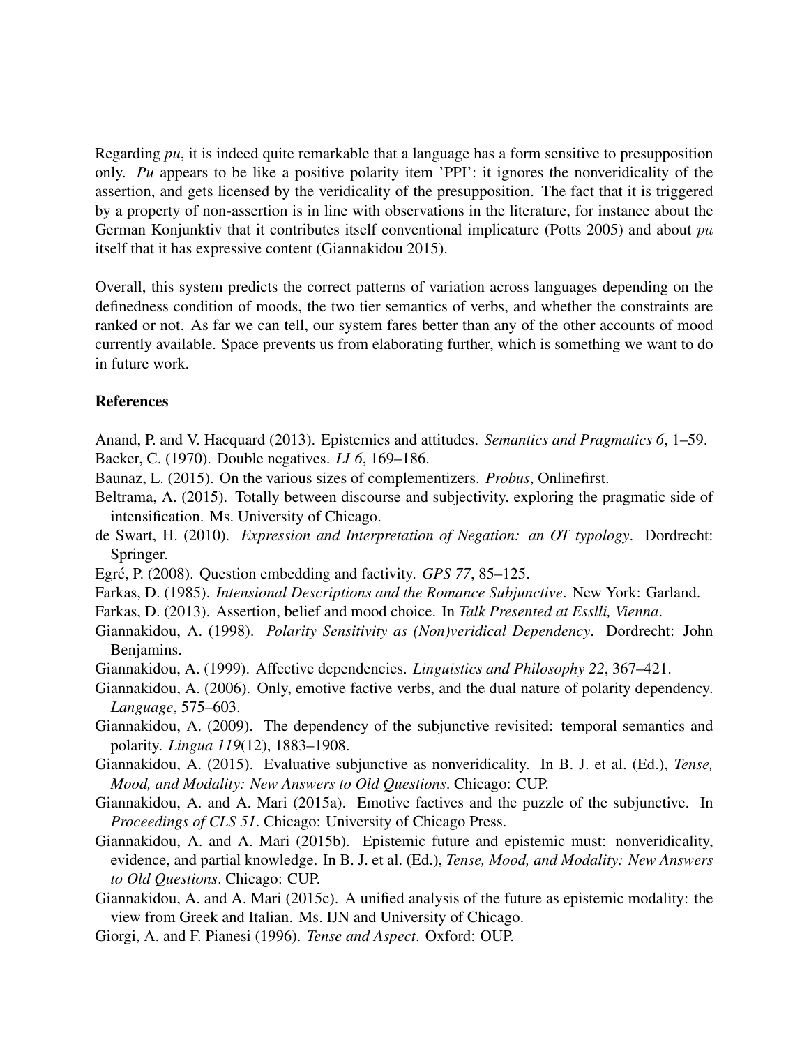Regarding *pu*, it is indeed quite remarkable that a language has a form sensitive to presupposition only. *Pu* appears to be like a positive polarity item 'PPI': it ignores the nonveridicality of the assertion, and gets licensed by the veridicality of the presupposition. The fact that it is triggered by a property of non-assertion is in line with observations in the literature, for instance about the German Konjunktiv that it contributes itself conventional implicature (Potts 2005) and about $pu$ itself that it has expressive content (Giannakidou 2015).

Overall, this system predicts the correct patterns of variation across languages depending on the definedness condition of moods, the two tier semantics of verbs, and whether the constraints are ranked or not. As far we can tell, our system fares better than any of the other accounts of mood currently available. Space prevents us from elaborating further, which is something we want to do in future work.

## References

Anand, P. and V. Hacquard (2013). Epistemics and attitudes. *Semantics and Pragmatics 6*, 1–59.

Backer, C. (1970). Double negatives. *LI 6*, 169–186.

Baunaz, L. (2015). On the various sizes of complementizers. *Probus*, Onlinefirst.

Beltrama, A. (2015). Totally between discourse and subjectivity. exploring the pragmatic side of intensification. Ms. University of Chicago.

de Swart, H. (2010). *Expression and Interpretation of Negation: an OT typology*. Dordrecht: Springer.

Egré, P. (2008). Question embedding and factivity. *GPS 77*, 85–125.

Farkas, D. (1985). *Intensional Descriptions and the Romance Subjunctive*. New York: Garland.

Farkas, D. (2013). Assertion, belief and mood choice. In *Talk Presented at Esslli, Vienna*.

Giannakidou, A. (1998). *Polarity Sensitivity as (Non)veridical Dependency*. Dordrecht: John Benjamins.

Giannakidou, A. (1999). Affective dependencies. *Linguistics and Philosophy 22*, 367–421.

Giannakidou, A. (2006). Only, emotive factive verbs, and the dual nature of polarity dependency. *Language*, 575–603.

Giannakidou, A. (2009). The dependency of the subjunctive revisited: temporal semantics and polarity. *Lingua 119*(12), 1883–1908.

Giannakidou, A. (2015). Evaluative subjunctive as nonveridicality. In B. J. et al. (Ed.), *Tense, Mood, and Modality: New Answers to Old Questions*. Chicago: CUP.

Giannakidou, A. and A. Mari (2015a). Emotive factives and the puzzle of the subjunctive. In *Proceedings of CLS 51*. Chicago: University of Chicago Press.

Giannakidou, A. and A. Mari (2015b). Epistemic future and epistemic must: nonveridicality, evidence, and partial knowledge. In B. J. et al. (Ed.), *Tense, Mood, and Modality: New Answers to Old Questions*. Chicago: CUP.

Giannakidou, A. and A. Mari (2015c). A unified analysis of the future as epistemic modality: the view from Greek and Italian. Ms. IJN and University of Chicago.

Giorgi, A. and F. Pianesi (1996). *Tense and Aspect*. Oxford: OUP.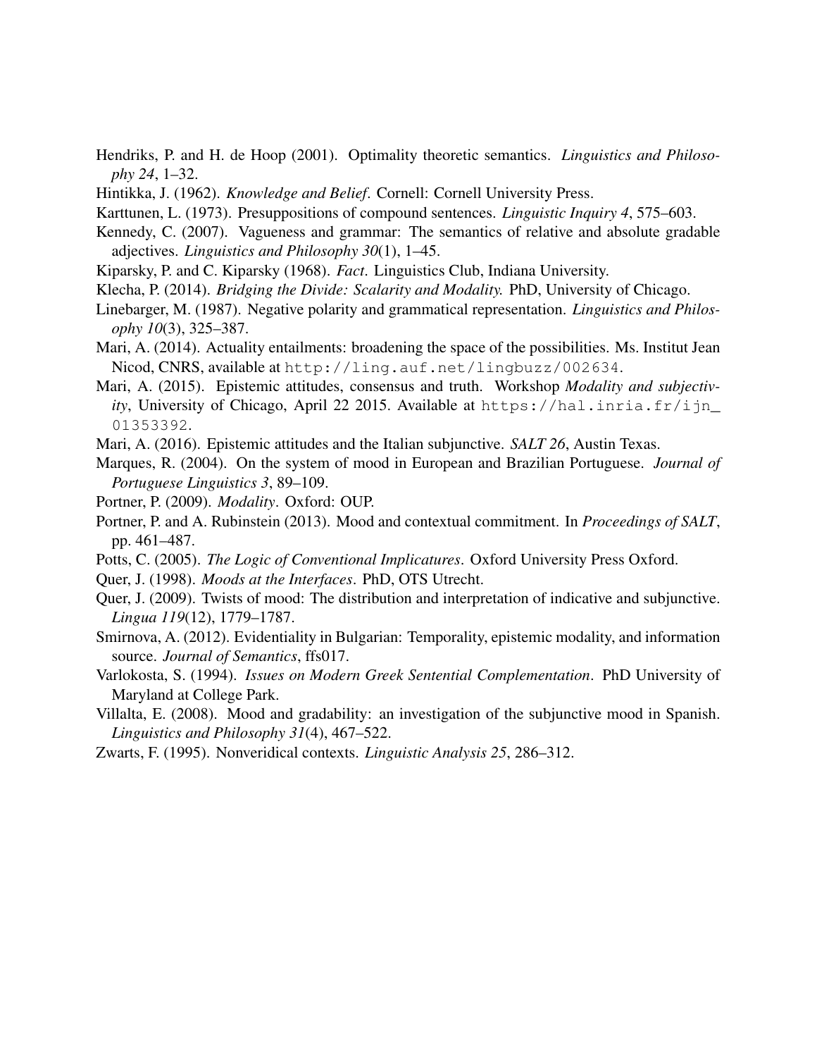Hendriks, P. and H. de Hoop (2001). Optimality theoretic semantics. *Linguistics and Philosophy 24*, 1–32.

Hintikka, J. (1962). *Knowledge and Belief*. Cornell: Cornell University Press.

Karttunen, L. (1973). Presuppositions of compound sentences. *Linguistic Inquiry 4*, 575–603.

Kennedy, C. (2007). Vagueness and grammar: The semantics of relative and absolute gradable adjectives. *Linguistics and Philosophy 30*(1), 1–45.

Kiparsky, P. and C. Kiparsky (1968). *Fact*. Linguistics Club, Indiana University.

Klecha, P. (2014). *Bridging the Divide: Scalarity and Modality.* PhD, University of Chicago.

Linebarger, M. (1987). Negative polarity and grammatical representation. *Linguistics and Philosophy 10*(3), 325–387.

Mari, A. (2014). Actuality entailments: broadening the space of the possibilities. Ms. Institut Jean Nicod, CNRS, available at http://ling.auf.net/lingbuzz/002634.

Mari, A. (2015). Epistemic attitudes, consensus and truth. Workshop *Modality and subjectivity*, University of Chicago, April 22 2015. Available at https://hal.inria.fr/ijn_01353392.

Mari, A. (2016). Epistemic attitudes and the Italian subjunctive. *SALT 26*, Austin Texas.

Marques, R. (2004). On the system of mood in European and Brazilian Portuguese. *Journal of Portuguese Linguistics 3*, 89–109.

Portner, P. (2009). *Modality*. Oxford: OUP.

Portner, P. and A. Rubinstein (2013). Mood and contextual commitment. In *Proceedings of SALT*, pp. 461–487.

Potts, C. (2005). *The Logic of Conventional Implicatures*. Oxford University Press Oxford.

Quer, J. (1998). *Moods at the Interfaces*. PhD, OTS Utrecht.

Quer, J. (2009). Twists of mood: The distribution and interpretation of indicative and subjunctive. *Lingua 119*(12), 1779–1787.

Smirnova, A. (2012). Evidentiality in Bulgarian: Temporality, epistemic modality, and information source. *Journal of Semantics*, ffs017.

Varlokosta, S. (1994). *Issues on Modern Greek Sentential Complementation*. PhD University of Maryland at College Park.

Villalta, E. (2008). Mood and gradability: an investigation of the subjunctive mood in Spanish. *Linguistics and Philosophy 31*(4), 467–522.

Zwarts, F. (1995). Nonveridical contexts. *Linguistic Analysis 25*, 286–312.